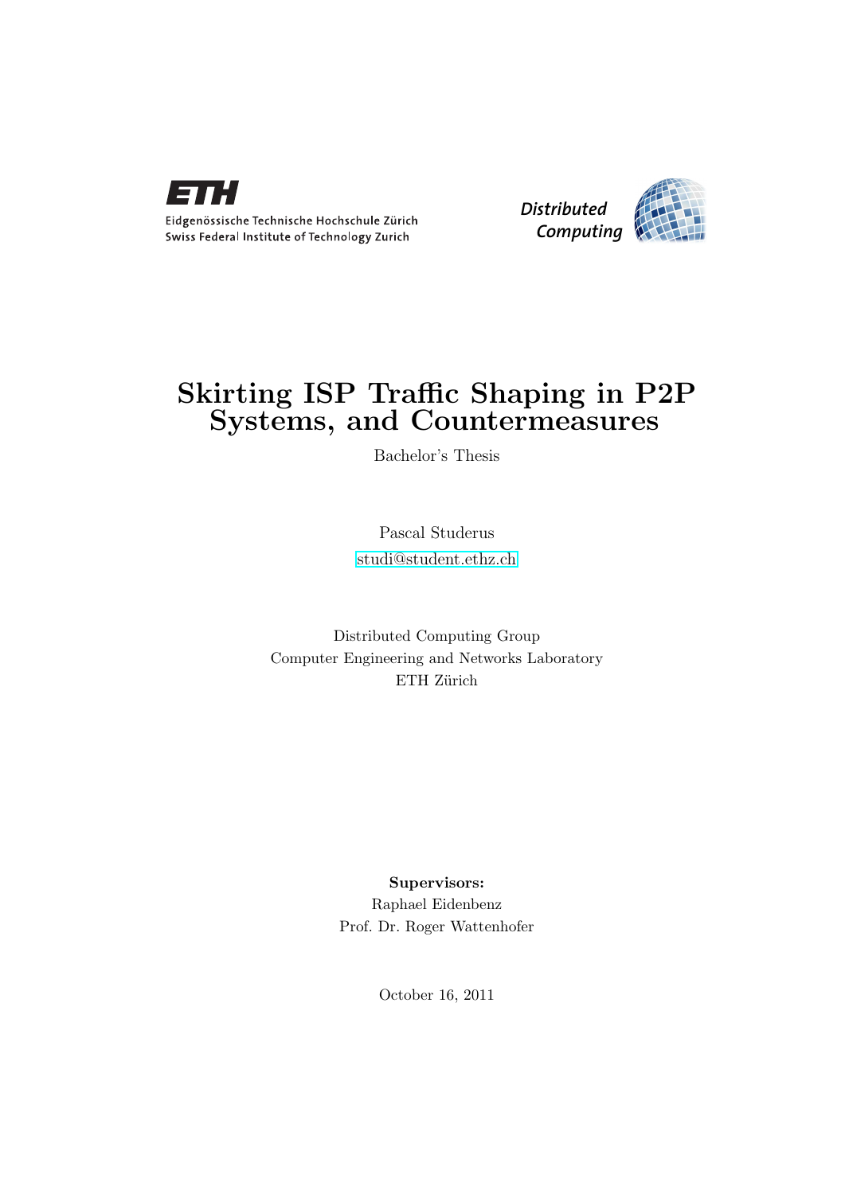ETH

Eidgenössische Technische Hochschule Zürich
Swiss Federal Institute of Technology Zurich

*Distributed Computing*

# Skirting ISP Traffic Shaping in P2P Systems, and Countermeasures

Bachelor's Thesis

Pascal Studerus

studi@student.ethz.ch

Distributed Computing Group
Computer Engineering and Networks Laboratory
ETH Zürich

**Supervisors:**
Raphael Eidenbenz
Prof. Dr. Roger Wattenhofer

October 16, 2011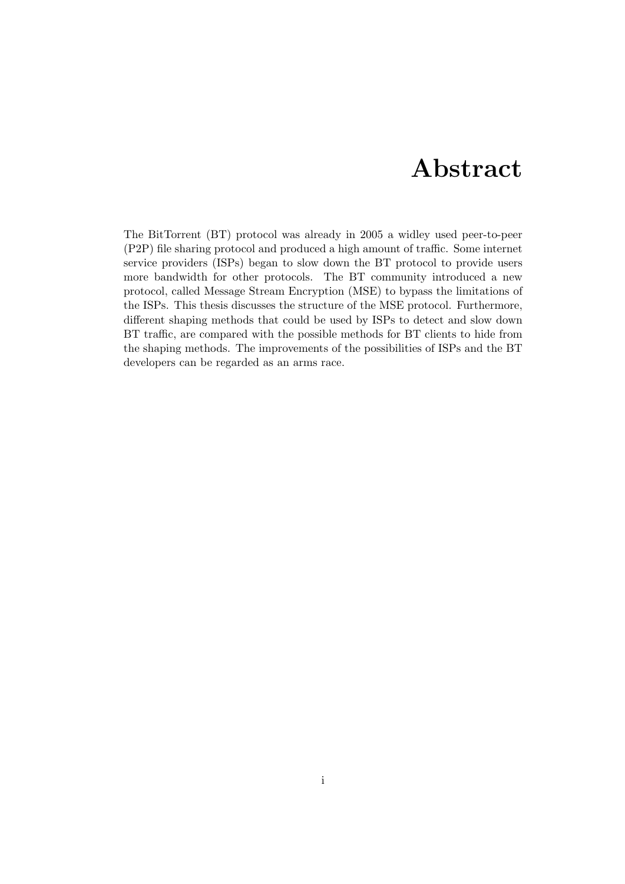# Abstract

The BitTorrent (BT) protocol was already in 2005 a widley used peer-to-peer (P2P) file sharing protocol and produced a high amount of traffic. Some internet service providers (ISPs) began to slow down the BT protocol to provide users more bandwidth for other protocols. The BT community introduced a new protocol, called Message Stream Encryption (MSE) to bypass the limitations of the ISPs. This thesis discusses the structure of the MSE protocol. Furthermore, different shaping methods that could be used by ISPs to detect and slow down BT traffic, are compared with the possible methods for BT clients to hide from the shaping methods. The improvements of the possibilities of ISPs and the BT developers can be regarded as an arms race.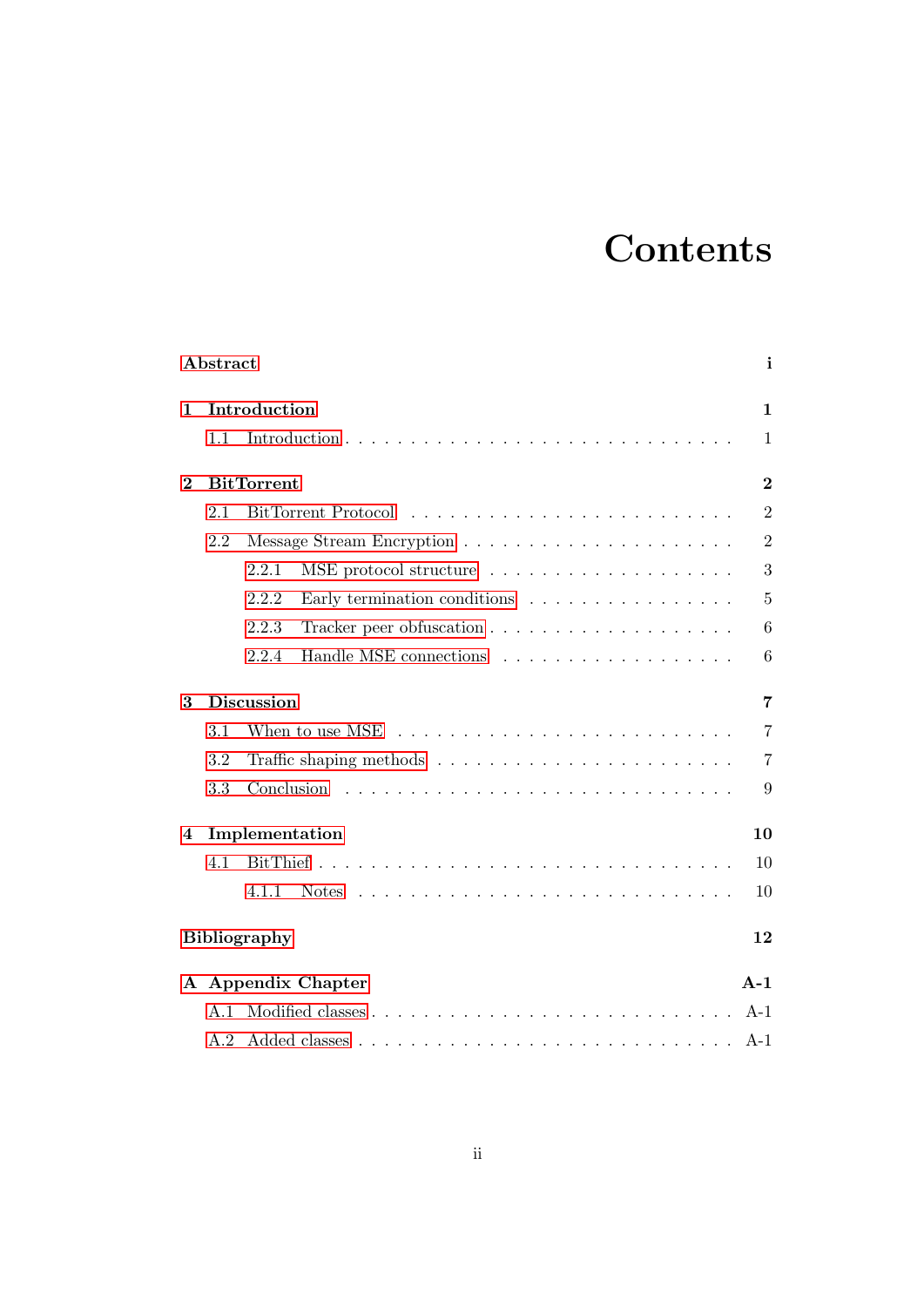# Contents

**Abstract** **i**

**1 Introduction** **1**

1.1 Introduction . . . . . . . . . . . . . . . . . . . . . . . . . . . . . 1

**2 BitTorrent** **2**

2.1 BitTorrent Protocol . . . . . . . . . . . . . . . . . . . . . . . . . 2

2.2 Message Stream Encryption . . . . . . . . . . . . . . . . . . . . . 2

2.2.1 MSE protocol structure . . . . . . . . . . . . . . . . . . . 3

2.2.2 Early termination conditions . . . . . . . . . . . . . . . . 5

2.2.3 Tracker peer obfuscation . . . . . . . . . . . . . . . . . . . 6

2.2.4 Handle MSE connections . . . . . . . . . . . . . . . . . . 6

**3 Discussion** **7**

3.1 When to use MSE . . . . . . . . . . . . . . . . . . . . . . . . . . 7

3.2 Traffic shaping methods . . . . . . . . . . . . . . . . . . . . . . . 7

3.3 Conclusion . . . . . . . . . . . . . . . . . . . . . . . . . . . . . . 9

**4 Implementation** **10**

4.1 BitThief . . . . . . . . . . . . . . . . . . . . . . . . . . . . . . . . 10

4.1.1 Notes . . . . . . . . . . . . . . . . . . . . . . . . . . . . . 10

**Bibliography** **12**

**A Appendix Chapter** **A-1**

A.1 Modified classes . . . . . . . . . . . . . . . . . . . . . . . . . . . A-1

A.2 Added classes . . . . . . . . . . . . . . . . . . . . . . . . . . . . A-1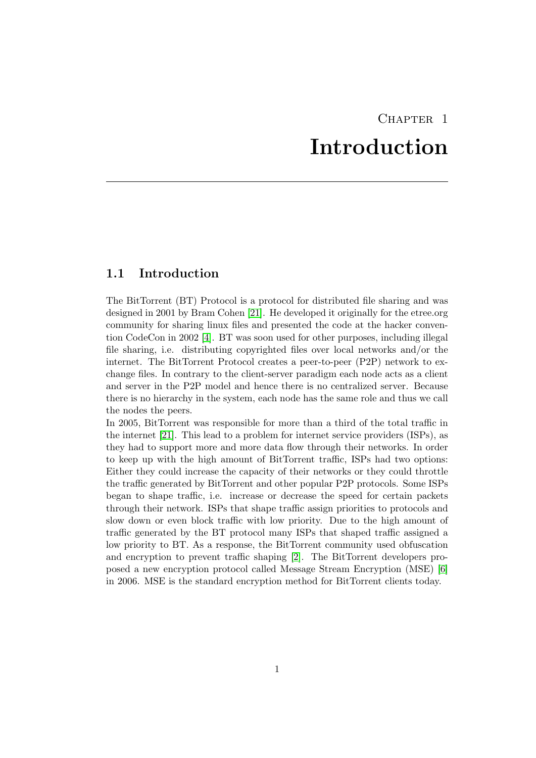# Chapter 1
# Introduction

## 1.1 Introduction

The BitTorrent (BT) Protocol is a protocol for distributed file sharing and was designed in 2001 by Bram Cohen [21]. He developed it originally for the etree.org community for sharing linux files and presented the code at the hacker convention CodeCon in 2002 [4]. BT was soon used for other purposes, including illegal file sharing, i.e. distributing copyrighted files over local networks and/or the internet. The BitTorrent Protocol creates a peer-to-peer (P2P) network to exchange files. In contrary to the client-server paradigm each node acts as a client and server in the P2P model and hence there is no centralized server. Because there is no hierarchy in the system, each node has the same role and thus we call the nodes the peers.
In 2005, BitTorrent was responsible for more than a third of the total traffic in the internet [21]. This lead to a problem for internet service providers (ISPs), as they had to support more and more data flow through their networks. In order to keep up with the high amount of BitTorrent traffic, ISPs had two options: Either they could increase the capacity of their networks or they could throttle the traffic generated by BitTorrent and other popular P2P protocols. Some ISPs began to shape traffic, i.e. increase or decrease the speed for certain packets through their network. ISPs that shape traffic assign priorities to protocols and slow down or even block traffic with low priority. Due to the high amount of traffic generated by the BT protocol many ISPs that shaped traffic assigned a low priority to BT. As a response, the BitTorrent community used obfuscation and encryption to prevent traffic shaping [2]. The BitTorrent developers proposed a new encryption protocol called Message Stream Encryption (MSE) [6] in 2006. MSE is the standard encryption method for BitTorrent clients today.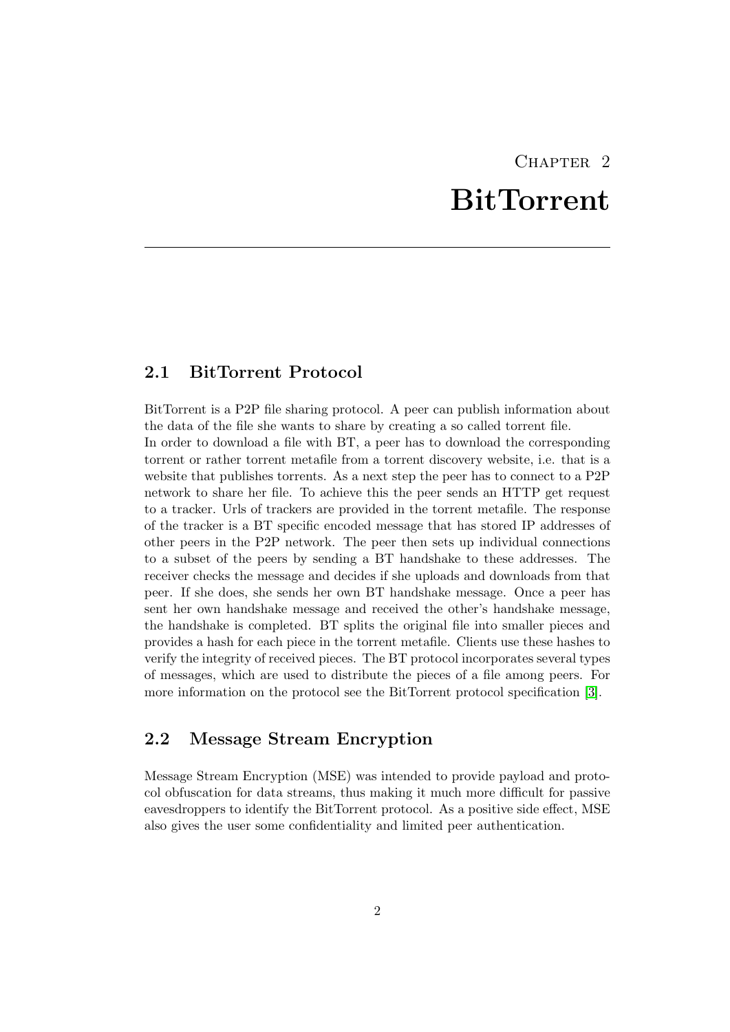# Chapter 2 BitTorrent

## 2.1 BitTorrent Protocol

BitTorrent is a P2P file sharing protocol. A peer can publish information about the data of the file she wants to share by creating a so called torrent file.
In order to download a file with BT, a peer has to download the corresponding torrent or rather torrent metafile from a torrent discovery website, i.e. that is a website that publishes torrents. As a next step the peer has to connect to a P2P network to share her file. To achieve this the peer sends an HTTP get request to a tracker. Urls of trackers are provided in the torrent metafile. The response of the tracker is a BT specific encoded message that has stored IP addresses of other peers in the P2P network. The peer then sets up individual connections to a subset of the peers by sending a BT handshake to these addresses. The receiver checks the message and decides if she uploads and downloads from that peer. If she does, she sends her own BT handshake message. Once a peer has sent her own handshake message and received the other's handshake message, the handshake is completed. BT splits the original file into smaller pieces and provides a hash for each piece in the torrent metafile. Clients use these hashes to verify the integrity of received pieces. The BT protocol incorporates several types of messages, which are used to distribute the pieces of a file among peers. For more information on the protocol see the BitTorrent protocol specification [3].

## 2.2 Message Stream Encryption

Message Stream Encryption (MSE) was intended to provide payload and protocol obfuscation for data streams, thus making it much more difficult for passive eavesdroppers to identify the BitTorrent protocol. As a positive side effect, MSE also gives the user some confidentiality and limited peer authentication.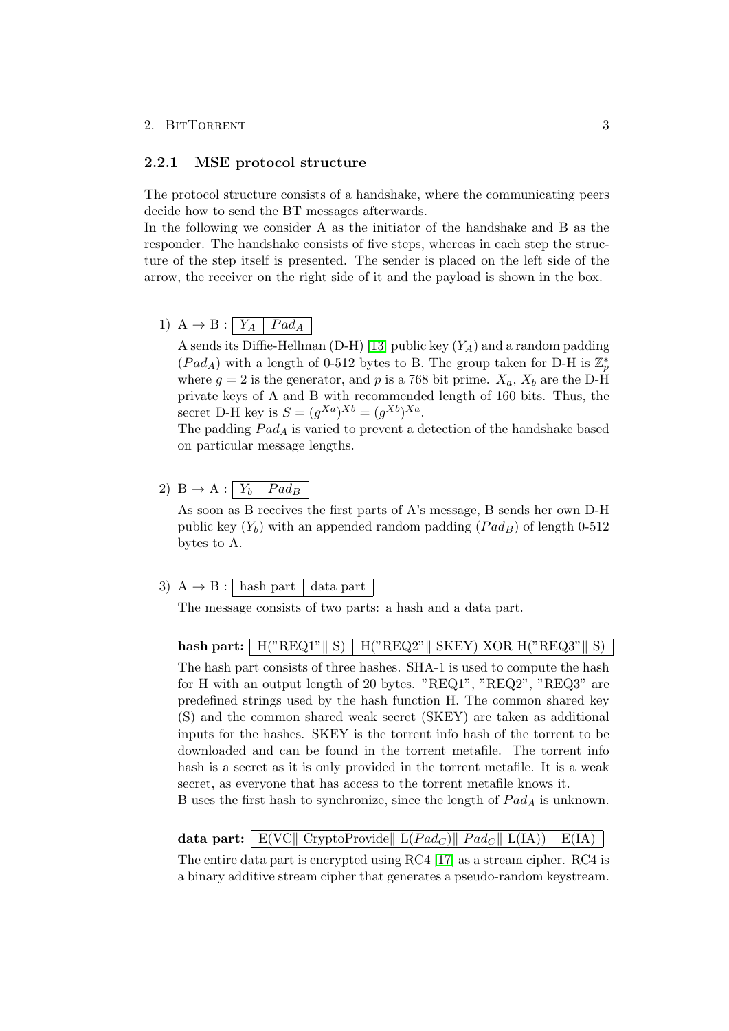### 2.2.1 MSE protocol structure

The protocol structure consists of a handshake, where the communicating peers decide how to send the BT messages afterwards.
In the following we consider A as the initiator of the handshake and B as the responder. The handshake consists of five steps, whereas in each step the structure of the step itself is presented. The sender is placed on the left side of the arrow, the receiver on the right side of it and the payload is shown in the box.

1) A → B : | $Y_A$ | $Pad_A$ |

   A sends its Diffie-Hellman (D-H) [13] public key ($Y_A$) and a random padding ($Pad_A$) with a length of 0-512 bytes to B. The group taken for D-H is $\mathbb{Z}_p^*$ where $g = 2$ is the generator, and $p$ is a 768 bit prime. $X_a$, $X_b$ are the D-H private keys of A and B with recommended length of 160 bits. Thus, the secret D-H key is $S = (g^{Xa})^{Xb} = (g^{Xb})^{Xa}$.
   The padding $Pad_A$ is varied to prevent a detection of the handshake based on particular message lengths.

2) B → A : | $Y_b$ | $Pad_B$ |

   As soon as B receives the first parts of A's message, B sends her own D-H public key ($Y_b$) with an appended random padding ($Pad_B$) of length 0-512 bytes to A.

3) A → B : | hash part | data part |

   The message consists of two parts: a hash and a data part.

   **hash part:** | H("REQ1"‖ S) | H("REQ2"‖ SKEY) XOR H("REQ3"‖ S) |

   The hash part consists of three hashes. SHA-1 is used to compute the hash for H with an output length of 20 bytes. "REQ1", "REQ2", "REQ3" are predefined strings used by the hash function H. The common shared key (S) and the common shared weak secret (SKEY) are taken as additional inputs for the hashes. SKEY is the torrent info hash of the torrent to be downloaded and can be found in the torrent metafile. The torrent info hash is a secret as it is only provided in the torrent metafile. It is a weak secret, as everyone that has access to the torrent metafile knows it.
   B uses the first hash to synchronize, since the length of $Pad_A$ is unknown.

   **data part:** | E(VC‖ CryptoProvide‖ L($Pad_C$)‖ $Pad_C$‖ L(IA)) | E(IA) |

   The entire data part is encrypted using RC4 [17] as a stream cipher. RC4 is a binary additive stream cipher that generates a pseudo-random keystream.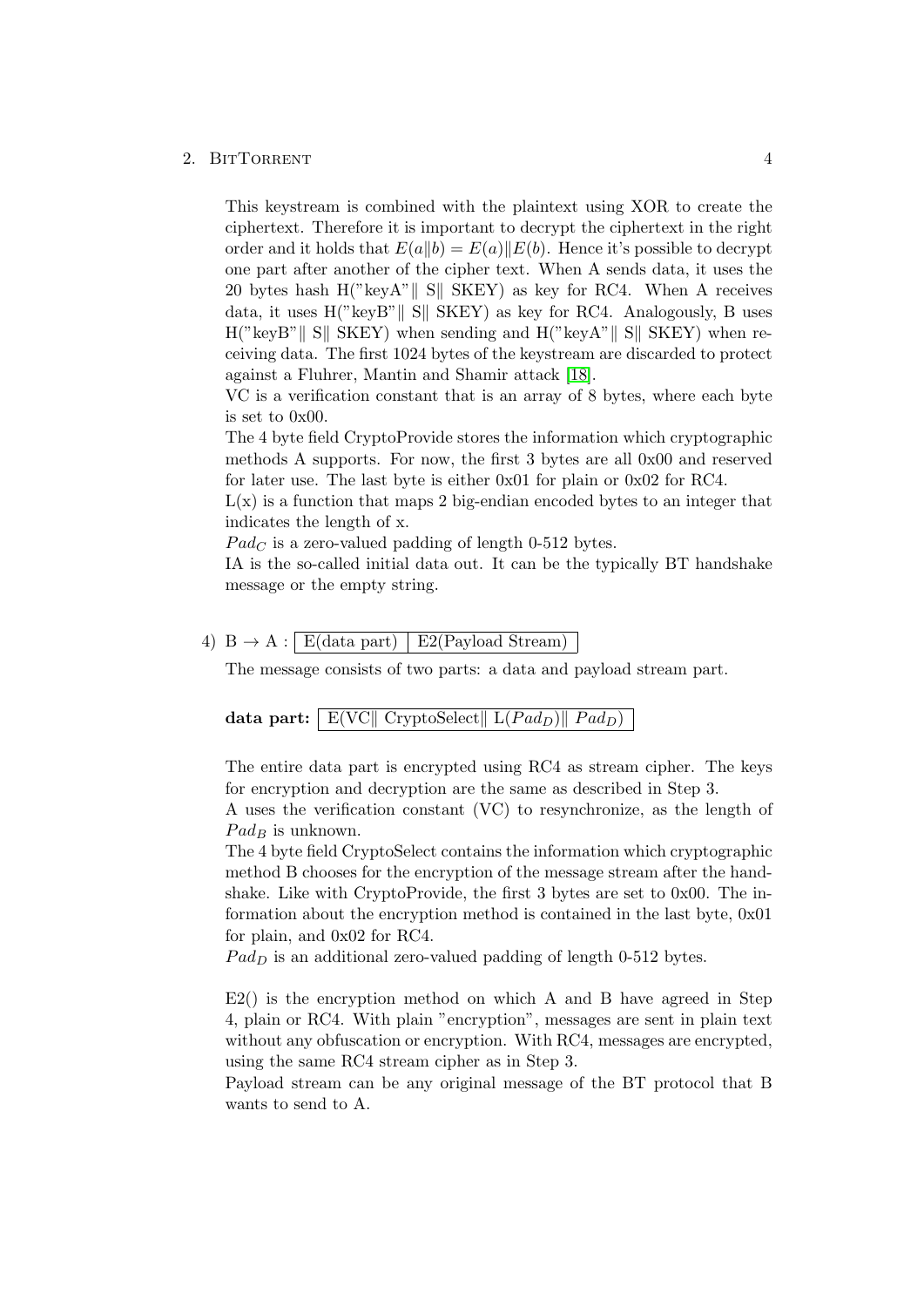This keystream is combined with the plaintext using XOR to create the ciphertext. Therefore it is important to decrypt the ciphertext in the right order and it holds that $E(a\|b) = E(a)\|E(b)$. Hence it's possible to decrypt one part after another of the cipher text. When A sends data, it uses the 20 bytes hash H("keyA"‖ S‖ SKEY) as key for RC4. When A receives data, it uses H("keyB"‖ S‖ SKEY) as key for RC4. Analogously, B uses H("keyB"‖ S‖ SKEY) when sending and H("keyA"‖ S‖ SKEY) when receiving data. The first 1024 bytes of the keystream are discarded to protect against a Fluhrer, Mantin and Shamir attack [18].

VC is a verification constant that is an array of 8 bytes, where each byte is set to 0x00.

The 4 byte field CryptoProvide stores the information which cryptographic methods A supports. For now, the first 3 bytes are all 0x00 and reserved for later use. The last byte is either 0x01 for plain or 0x02 for RC4.

L(x) is a function that maps 2 big-endian encoded bytes to an integer that indicates the length of x.

$Pad_C$ is a zero-valued padding of length 0-512 bytes.

IA is the so-called initial data out. It can be the typically BT handshake message or the empty string.

4) B → A : | E(data part) | E2(Payload Stream) |

The message consists of two parts: a data and payload stream part.

**data part:** | E(VC‖ CryptoSelect‖ L($Pad_D$)‖ $Pad_D$) |

The entire data part is encrypted using RC4 as stream cipher. The keys for encryption and decryption are the same as described in Step 3.

A uses the verification constant (VC) to resynchronize, as the length of $Pad_B$ is unknown.

The 4 byte field CryptoSelect contains the information which cryptographic method B chooses for the encryption of the message stream after the handshake. Like with CryptoProvide, the first 3 bytes are set to 0x00. The information about the encryption method is contained in the last byte, 0x01 for plain, and 0x02 for RC4.

$Pad_D$ is an additional zero-valued padding of length 0-512 bytes.

E2() is the encryption method on which A and B have agreed in Step 4, plain or RC4. With plain "encryption", messages are sent in plain text without any obfuscation or encryption. With RC4, messages are encrypted, using the same RC4 stream cipher as in Step 3.

Payload stream can be any original message of the BT protocol that B wants to send to A.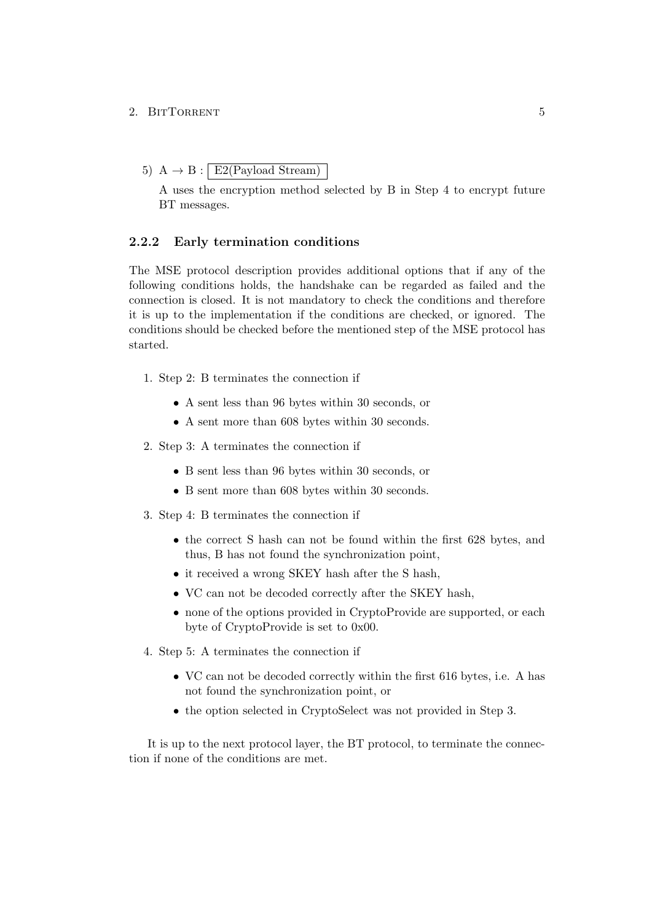5) A → B : `E2(Payload Stream)`

   A uses the encryption method selected by B in Step 4 to encrypt future BT messages.

### 2.2.2 Early termination conditions

The MSE protocol description provides additional options that if any of the following conditions holds, the handshake can be regarded as failed and the connection is closed. It is not mandatory to check the conditions and therefore it is up to the implementation if the conditions are checked, or ignored. The conditions should be checked before the mentioned step of the MSE protocol has started.

1. Step 2: B terminates the connection if
   - A sent less than 96 bytes within 30 seconds, or
   - A sent more than 608 bytes within 30 seconds.
2. Step 3: A terminates the connection if
   - B sent less than 96 bytes within 30 seconds, or
   - B sent more than 608 bytes within 30 seconds.
3. Step 4: B terminates the connection if
   - the correct S hash can not be found within the first 628 bytes, and thus, B has not found the synchronization point,
   - it received a wrong SKEY hash after the S hash,
   - VC can not be decoded correctly after the SKEY hash,
   - none of the options provided in CryptoProvide are supported, or each byte of CryptoProvide is set to 0x00.
4. Step 5: A terminates the connection if
   - VC can not be decoded correctly within the first 616 bytes, i.e. A has not found the synchronization point, or
   - the option selected in CryptoSelect was not provided in Step 3.

It is up to the next protocol layer, the BT protocol, to terminate the connection if none of the conditions are met.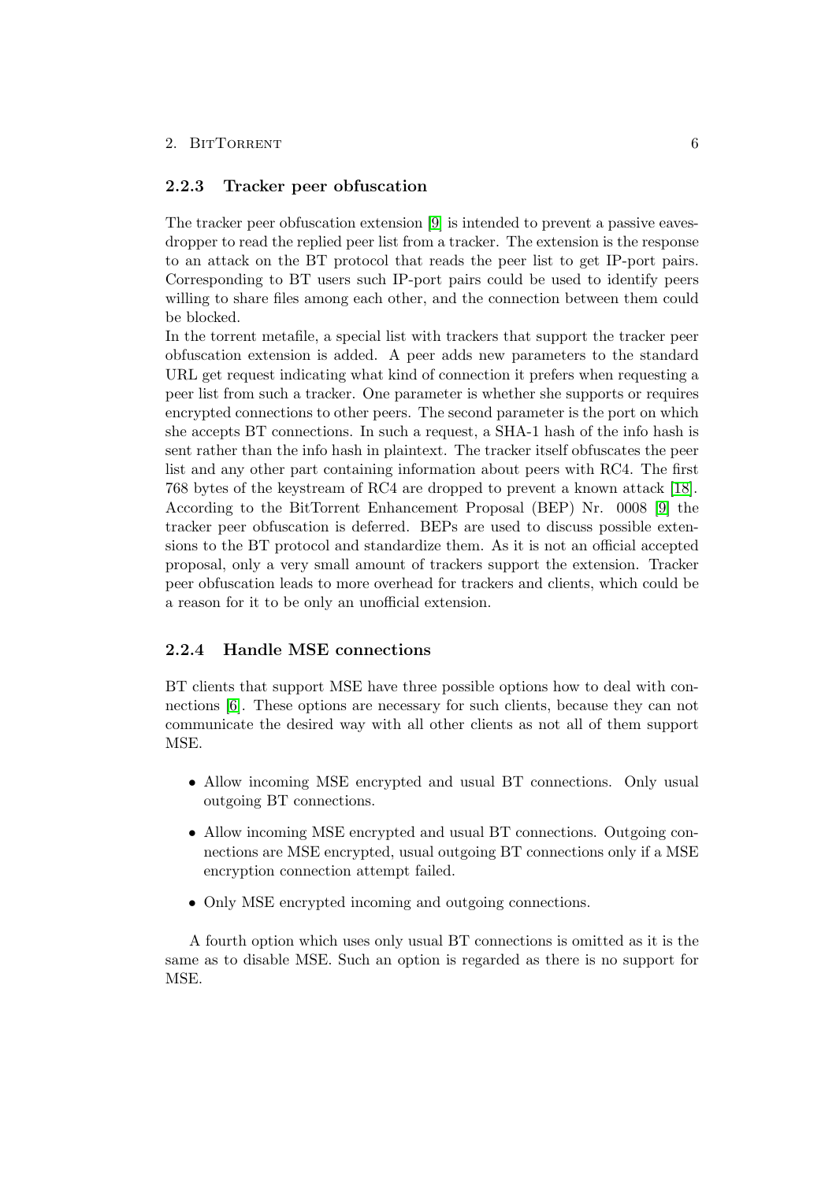### 2.2.3 Tracker peer obfuscation

The tracker peer obfuscation extension [9] is intended to prevent a passive eavesdropper to read the replied peer list from a tracker. The extension is the response to an attack on the BT protocol that reads the peer list to get IP-port pairs. Corresponding to BT users such IP-port pairs could be used to identify peers willing to share files among each other, and the connection between them could be blocked.
In the torrent metafile, a special list with trackers that support the tracker peer obfuscation extension is added. A peer adds new parameters to the standard URL get request indicating what kind of connection it prefers when requesting a peer list from such a tracker. One parameter is whether she supports or requires encrypted connections to other peers. The second parameter is the port on which she accepts BT connections. In such a request, a SHA-1 hash of the info hash is sent rather than the info hash in plaintext. The tracker itself obfuscates the peer list and any other part containing information about peers with RC4. The first 768 bytes of the keystream of RC4 are dropped to prevent a known attack [18].
According to the BitTorrent Enhancement Proposal (BEP) Nr. 0008 [9] the tracker peer obfuscation is deferred. BEPs are used to discuss possible extensions to the BT protocol and standardize them. As it is not an official accepted proposal, only a very small amount of trackers support the extension. Tracker peer obfuscation leads to more overhead for trackers and clients, which could be a reason for it to be only an unofficial extension.

### 2.2.4 Handle MSE connections

BT clients that support MSE have three possible options how to deal with connections [6]. These options are necessary for such clients, because they can not communicate the desired way with all other clients as not all of them support MSE.

- Allow incoming MSE encrypted and usual BT connections. Only usual outgoing BT connections.
- Allow incoming MSE encrypted and usual BT connections. Outgoing connections are MSE encrypted, usual outgoing BT connections only if a MSE encryption connection attempt failed.
- Only MSE encrypted incoming and outgoing connections.

A fourth option which uses only usual BT connections is omitted as it is the same as to disable MSE. Such an option is regarded as there is no support for MSE.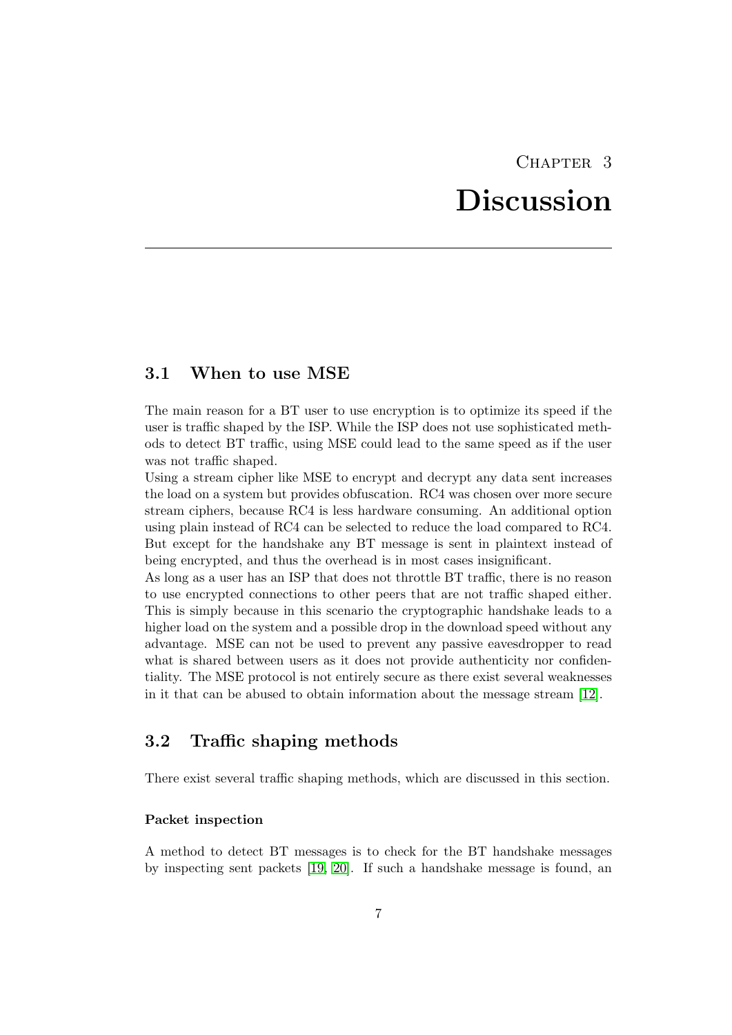# Chapter 3
# Discussion

## 3.1 When to use MSE

The main reason for a BT user to use encryption is to optimize its speed if the user is traffic shaped by the ISP. While the ISP does not use sophisticated methods to detect BT traffic, using MSE could lead to the same speed as if the user was not traffic shaped.
Using a stream cipher like MSE to encrypt and decrypt any data sent increases the load on a system but provides obfuscation. RC4 was chosen over more secure stream ciphers, because RC4 is less hardware consuming. An additional option using plain instead of RC4 can be selected to reduce the load compared to RC4. But except for the handshake any BT message is sent in plaintext instead of being encrypted, and thus the overhead is in most cases insignificant.
As long as a user has an ISP that does not throttle BT traffic, there is no reason to use encrypted connections to other peers that are not traffic shaped either. This is simply because in this scenario the cryptographic handshake leads to a higher load on the system and a possible drop in the download speed without any advantage. MSE can not be used to prevent any passive eavesdropper to read what is shared between users as it does not provide authenticity nor confidentiality. The MSE protocol is not entirely secure as there exist several weaknesses in it that can be abused to obtain information about the message stream [12].

## 3.2 Traffic shaping methods

There exist several traffic shaping methods, which are discussed in this section.

#### Packet inspection

A method to detect BT messages is to check for the BT handshake messages by inspecting sent packets [19, 20]. If such a handshake message is found, an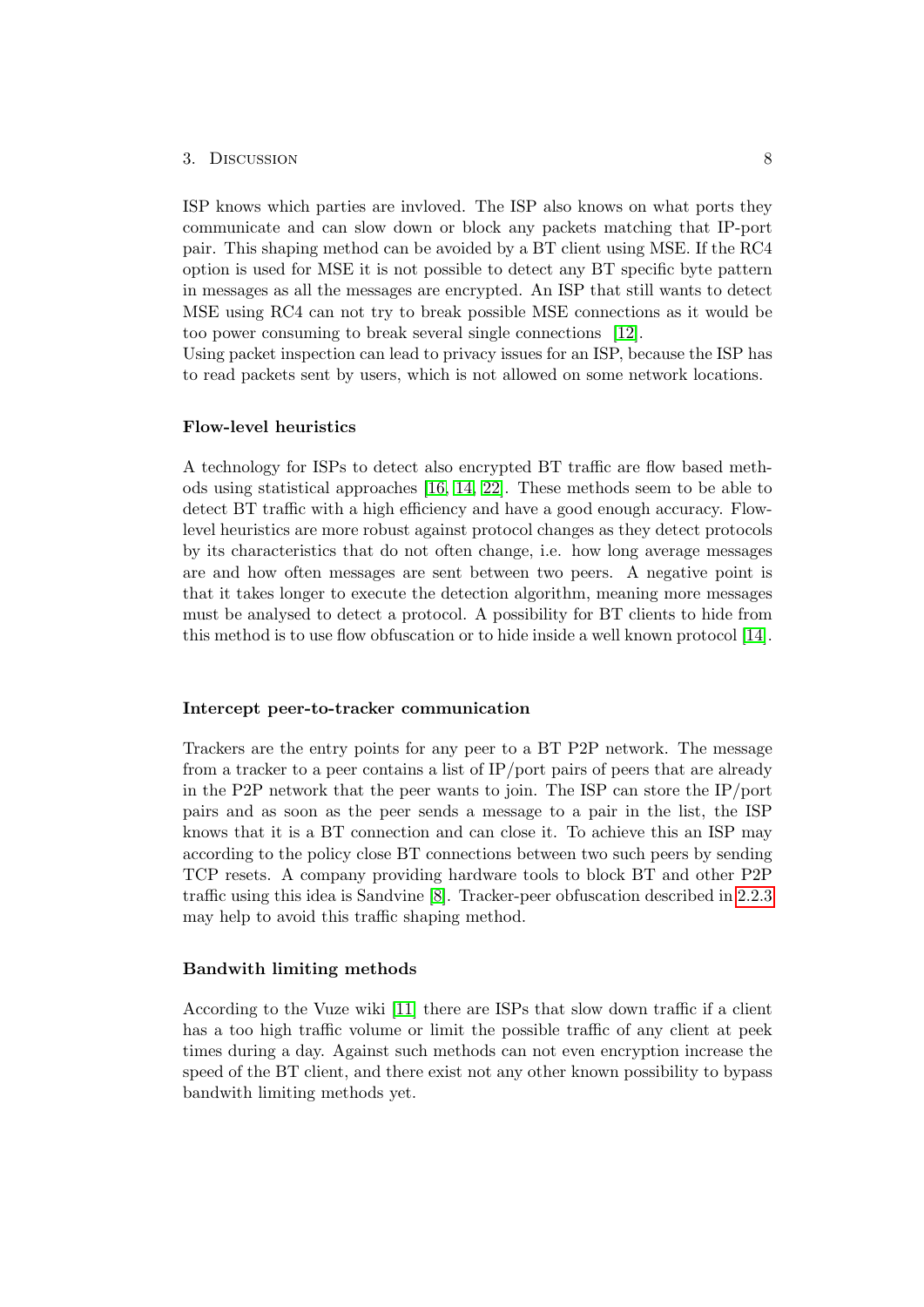ISP knows which parties are invloved. The ISP also knows on what ports they communicate and can slow down or block any packets matching that IP-port pair. This shaping method can be avoided by a BT client using MSE. If the RC4 option is used for MSE it is not possible to detect any BT specific byte pattern in messages as all the messages are encrypted. An ISP that still wants to detect MSE using RC4 can not try to break possible MSE connections as it would be too power consuming to break several single connections [12].
Using packet inspection can lead to privacy issues for an ISP, because the ISP has to read packets sent by users, which is not allowed on some network locations.

#### Flow-level heuristics

A technology for ISPs to detect also encrypted BT traffic are flow based methods using statistical approaches [16, 14, 22]. These methods seem to be able to detect BT traffic with a high efficiency and have a good enough accuracy. Flow-level heuristics are more robust against protocol changes as they detect protocols by its characteristics that do not often change, i.e. how long average messages are and how often messages are sent between two peers. A negative point is that it takes longer to execute the detection algorithm, meaning more messages must be analysed to detect a protocol. A possibility for BT clients to hide from this method is to use flow obfuscation or to hide inside a well known protocol [14].

#### Intercept peer-to-tracker communication

Trackers are the entry points for any peer to a BT P2P network. The message from a tracker to a peer contains a list of IP/port pairs of peers that are already in the P2P network that the peer wants to join. The ISP can store the IP/port pairs and as soon as the peer sends a message to a pair in the list, the ISP knows that it is a BT connection and can close it. To achieve this an ISP may according to the policy close BT connections between two such peers by sending TCP resets. A company providing hardware tools to block BT and other P2P traffic using this idea is Sandvine [8]. Tracker-peer obfuscation described in 2.2.3 may help to avoid this traffic shaping method.

#### Bandwith limiting methods

According to the Vuze wiki [11] there are ISPs that slow down traffic if a client has a too high traffic volume or limit the possible traffic of any client at peek times during a day. Against such methods can not even encryption increase the speed of the BT client, and there exist not any other known possibility to bypass bandwith limiting methods yet.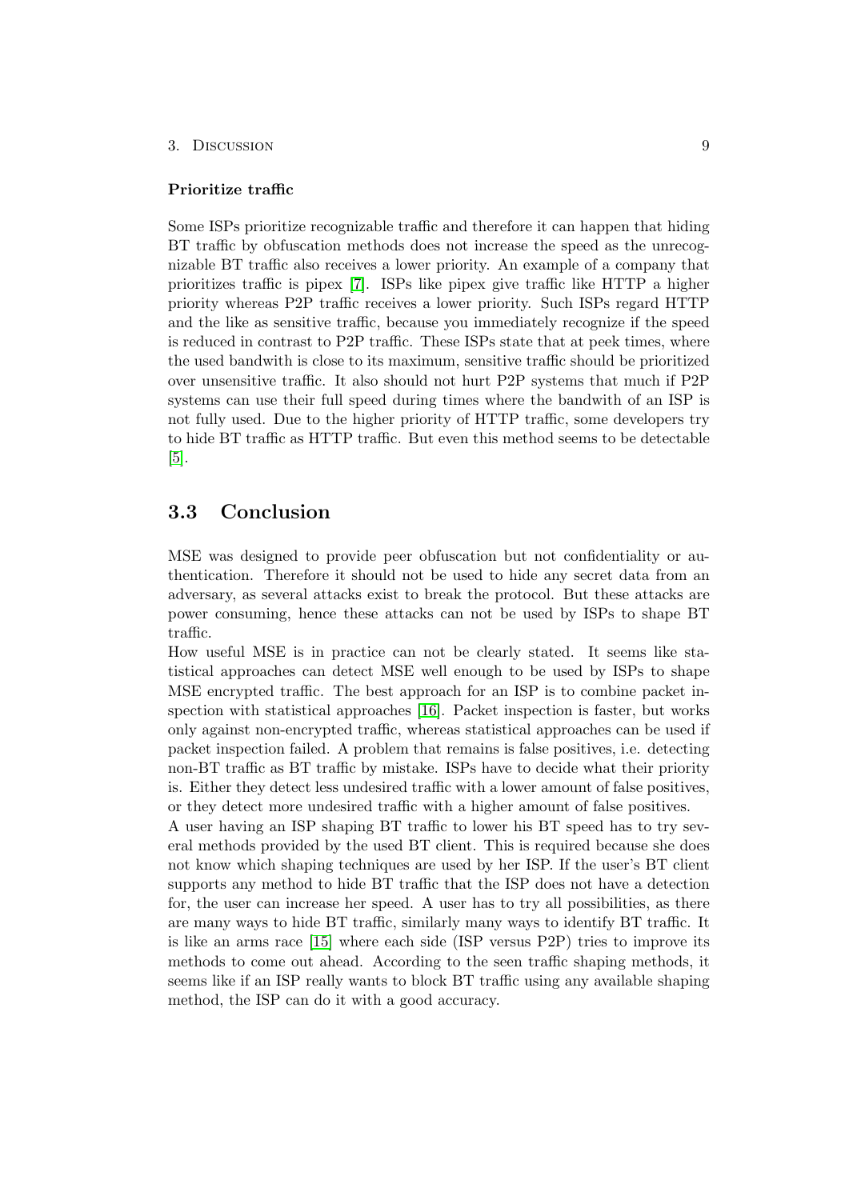**Prioritize traffic**

Some ISPs prioritize recognizable traffic and therefore it can happen that hiding BT traffic by obfuscation methods does not increase the speed as the unrecognizable BT traffic also receives a lower priority. An example of a company that prioritizes traffic is pipex [7]. ISPs like pipex give traffic like HTTP a higher priority whereas P2P traffic receives a lower priority. Such ISPs regard HTTP and the like as sensitive traffic, because you immediately recognize if the speed is reduced in contrast to P2P traffic. These ISPs state that at peek times, where the used bandwith is close to its maximum, sensitive traffic should be prioritized over unsensitive traffic. It also should not hurt P2P systems that much if P2P systems can use their full speed during times where the bandwith of an ISP is not fully used. Due to the higher priority of HTTP traffic, some developers try to hide BT traffic as HTTP traffic. But even this method seems to be detectable [5].

## 3.3 Conclusion

MSE was designed to provide peer obfuscation but not confidentiality or authentication. Therefore it should not be used to hide any secret data from an adversary, as several attacks exist to break the protocol. But these attacks are power consuming, hence these attacks can not be used by ISPs to shape BT traffic.

How useful MSE is in practice can not be clearly stated. It seems like statistical approaches can detect MSE well enough to be used by ISPs to shape MSE encrypted traffic. The best approach for an ISP is to combine packet inspection with statistical approaches [16]. Packet inspection is faster, but works only against non-encrypted traffic, whereas statistical approaches can be used if packet inspection failed. A problem that remains is false positives, i.e. detecting non-BT traffic as BT traffic by mistake. ISPs have to decide what their priority is. Either they detect less undesired traffic with a lower amount of false positives, or they detect more undesired traffic with a higher amount of false positives.

A user having an ISP shaping BT traffic to lower his BT speed has to try several methods provided by the used BT client. This is required because she does not know which shaping techniques are used by her ISP. If the user's BT client supports any method to hide BT traffic that the ISP does not have a detection for, the user can increase her speed. A user has to try all possibilities, as there are many ways to hide BT traffic, similarly many ways to identify BT traffic. It is like an arms race [15] where each side (ISP versus P2P) tries to improve its methods to come out ahead. According to the seen traffic shaping methods, it seems like if an ISP really wants to block BT traffic using any available shaping method, the ISP can do it with a good accuracy.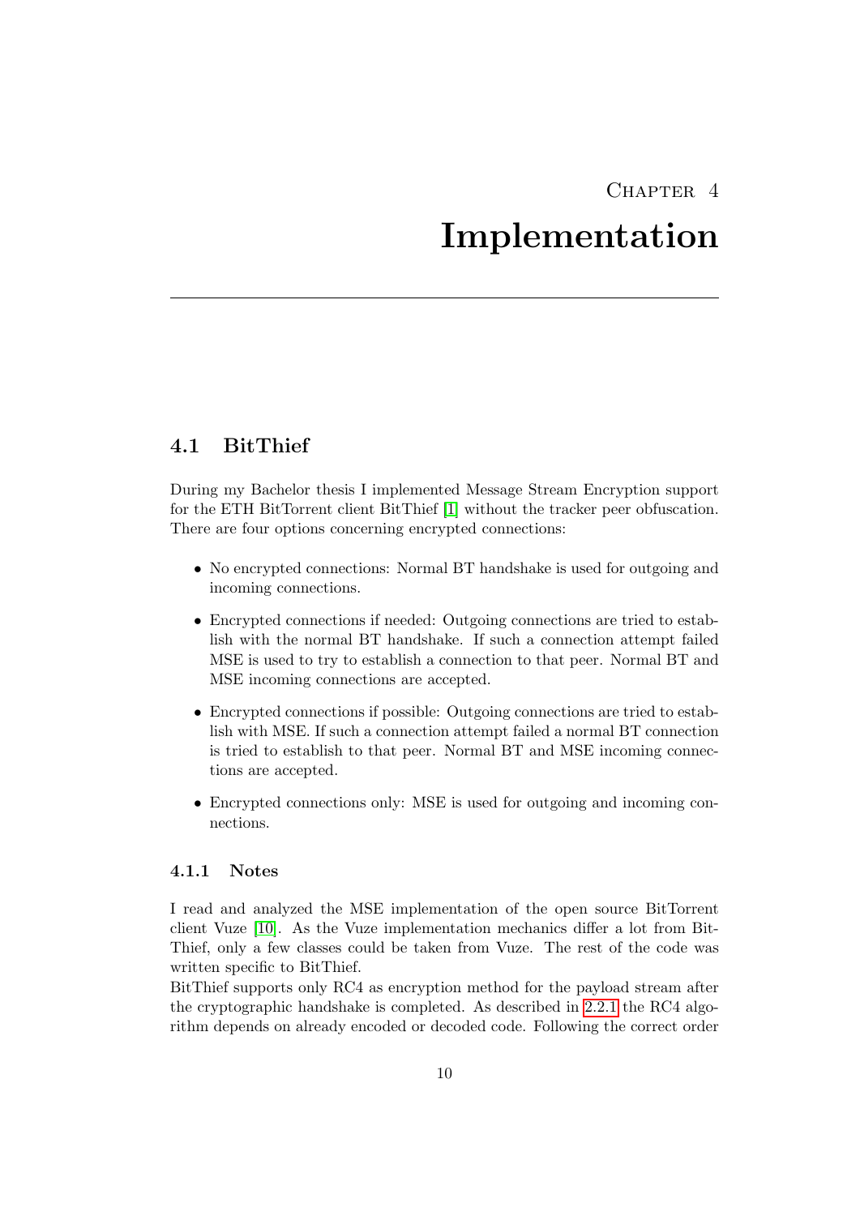# Chapter 4
# Implementation

## 4.1 BitThief

During my Bachelor thesis I implemented Message Stream Encryption support for the ETH BitTorrent client BitThief [1] without the tracker peer obfuscation. There are four options concerning encrypted connections:

- No encrypted connections: Normal BT handshake is used for outgoing and incoming connections.
- Encrypted connections if needed: Outgoing connections are tried to establish with the normal BT handshake. If such a connection attempt failed MSE is used to try to establish a connection to that peer. Normal BT and MSE incoming connections are accepted.
- Encrypted connections if possible: Outgoing connections are tried to establish with MSE. If such a connection attempt failed a normal BT connection is tried to establish to that peer. Normal BT and MSE incoming connections are accepted.
- Encrypted connections only: MSE is used for outgoing and incoming connections.

### 4.1.1 Notes

I read and analyzed the MSE implementation of the open source BitTorrent client Vuze [10]. As the Vuze implementation mechanics differ a lot from BitThief, only a few classes could be taken from Vuze. The rest of the code was written specific to BitThief.
BitThief supports only RC4 as encryption method for the payload stream after the cryptographic handshake is completed. As described in 2.2.1 the RC4 algorithm depends on already encoded or decoded code. Following the correct order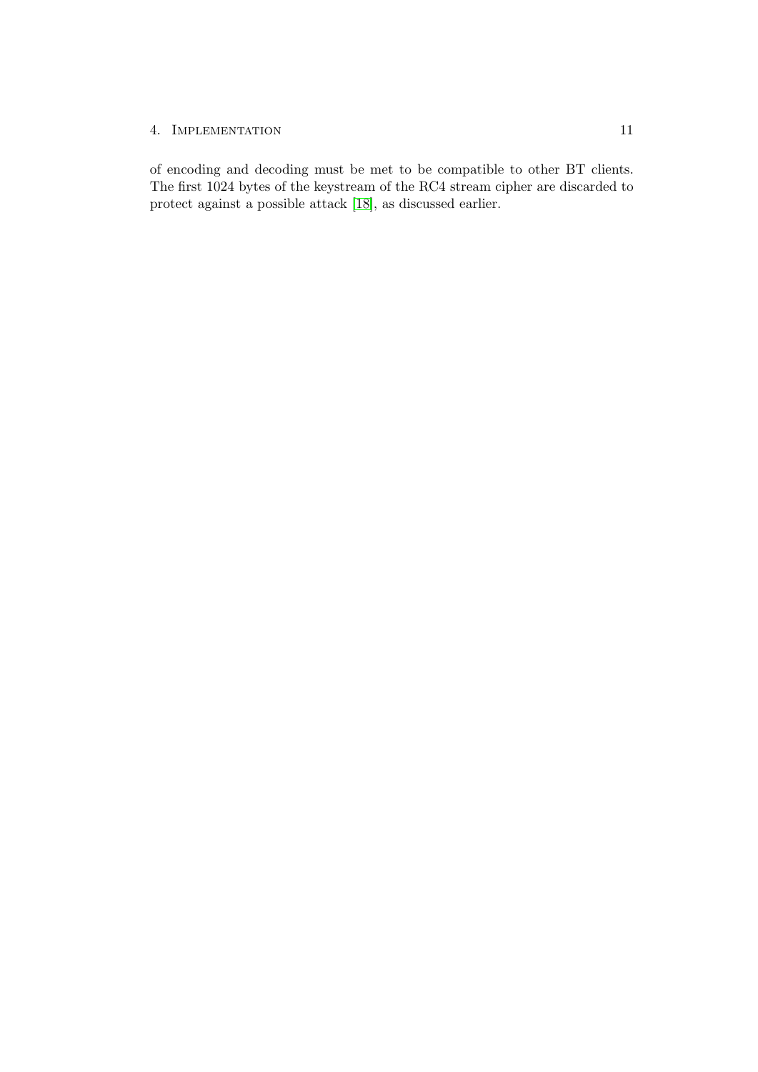of encoding and decoding must be met to be compatible to other BT clients. The first 1024 bytes of the keystream of the RC4 stream cipher are discarded to protect against a possible attack [18], as discussed earlier.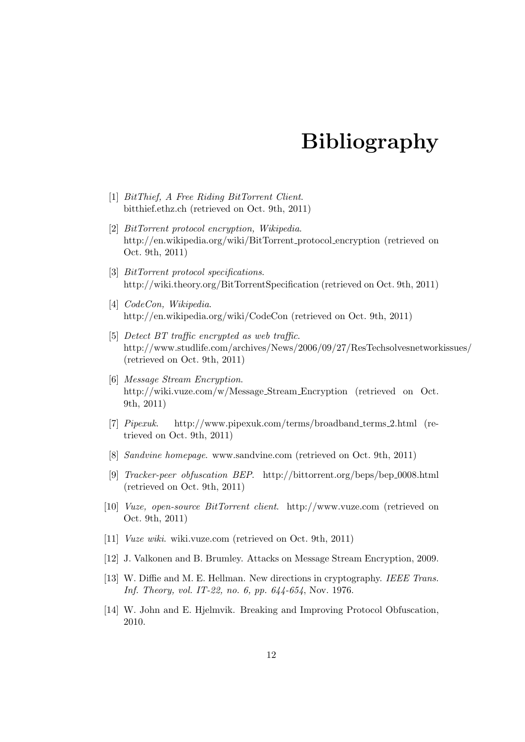# Bibliography

[1] *BitThief, A Free Riding BitTorrent Client*. bitthief.ethz.ch (retrieved on Oct. 9th, 2011)

[2] *BitTorrent protocol encryption, Wikipedia*. http://en.wikipedia.org/wiki/BitTorrent_protocol_encryption (retrieved on Oct. 9th, 2011)

[3] *BitTorrent protocol specifications*. http://wiki.theory.org/BitTorrentSpecification (retrieved on Oct. 9th, 2011)

[4] *CodeCon, Wikipedia*. http://en.wikipedia.org/wiki/CodeCon (retrieved on Oct. 9th, 2011)

[5] *Detect BT traffic encrypted as web traffic*. http://www.studlife.com/archives/News/2006/09/27/ResTechsolvesnetworkissues/ (retrieved on Oct. 9th, 2011)

[6] *Message Stream Encryption*. http://wiki.vuze.com/w/Message_Stream_Encryption (retrieved on Oct. 9th, 2011)

[7] *Pipexuk*. http://www.pipexuk.com/terms/broadband_terms_2.html (retrieved on Oct. 9th, 2011)

[8] *Sandvine homepage*. www.sandvine.com (retrieved on Oct. 9th, 2011)

[9] *Tracker-peer obfuscation BEP*. http://bittorrent.org/beps/bep_0008.html (retrieved on Oct. 9th, 2011)

[10] *Vuze, open-source BitTorrent client*. http://www.vuze.com (retrieved on Oct. 9th, 2011)

[11] *Vuze wiki*. wiki.vuze.com (retrieved on Oct. 9th, 2011)

[12] J. Valkonen and B. Brumley. Attacks on Message Stream Encryption, 2009.

[13] W. Diffie and M. E. Hellman. New directions in cryptography. *IEEE Trans. Inf. Theory, vol. IT-22, no. 6, pp. 644-654*, Nov. 1976.

[14] W. John and E. Hjelmvik. Breaking and Improving Protocol Obfuscation, 2010.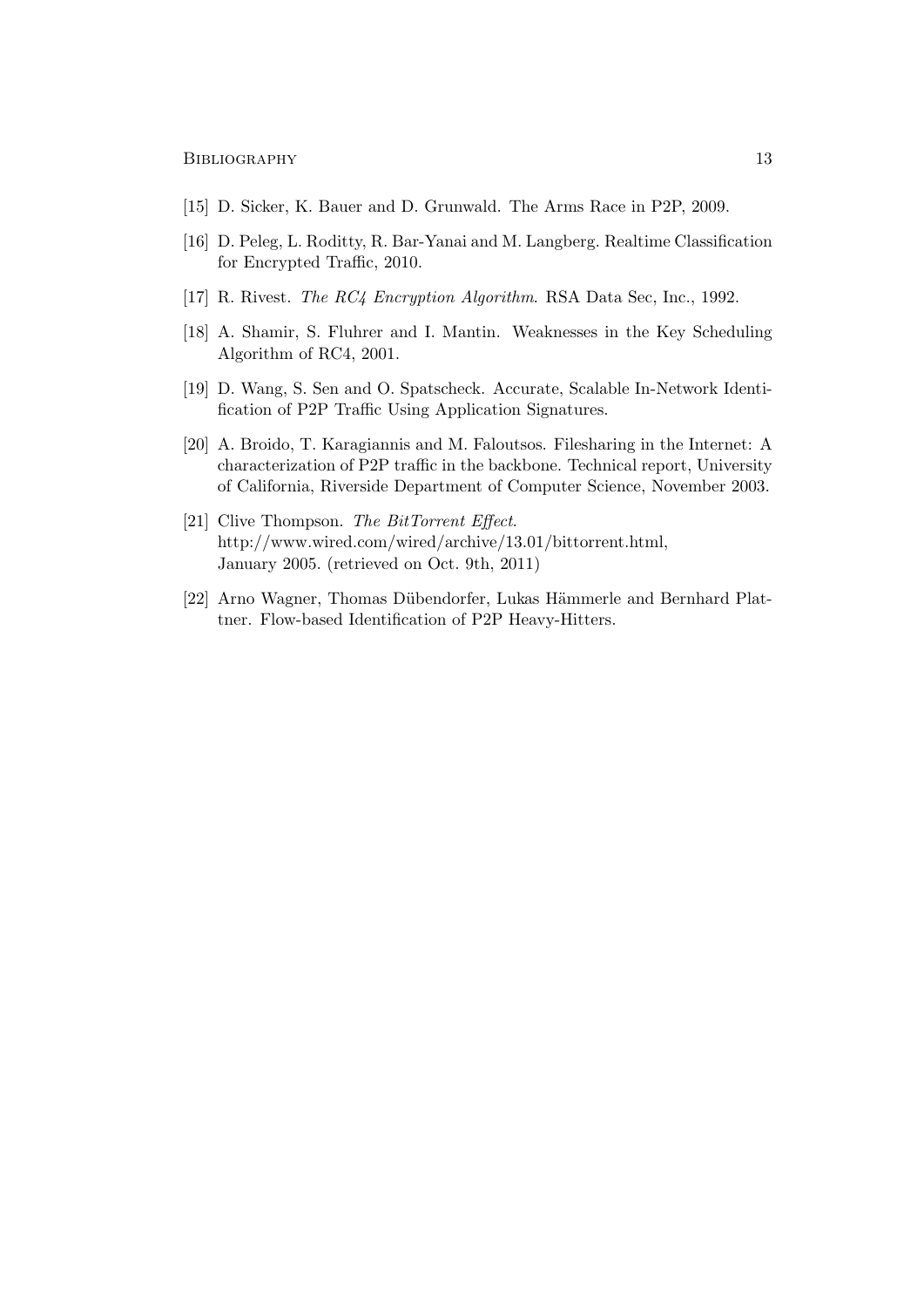[15] D. Sicker, K. Bauer and D. Grunwald. The Arms Race in P2P, 2009.

[16] D. Peleg, L. Roditty, R. Bar-Yanai and M. Langberg. Realtime Classification for Encrypted Traffic, 2010.

[17] R. Rivest. *The RC4 Encryption Algorithm*. RSA Data Sec, Inc., 1992.

[18] A. Shamir, S. Fluhrer and I. Mantin. Weaknesses in the Key Scheduling Algorithm of RC4, 2001.

[19] D. Wang, S. Sen and O. Spatscheck. Accurate, Scalable In-Network Identification of P2P Traffic Using Application Signatures.

[20] A. Broido, T. Karagiannis and M. Faloutsos. Filesharing in the Internet: A characterization of P2P traffic in the backbone. Technical report, University of California, Riverside Department of Computer Science, November 2003.

[21] Clive Thompson. *The BitTorrent Effect*. http://www.wired.com/wired/archive/13.01/bittorrent.html, January 2005. (retrieved on Oct. 9th, 2011)

[22] Arno Wagner, Thomas Dübendorfer, Lukas Hämmerle and Bernhard Plattner. Flow-based Identification of P2P Heavy-Hitters.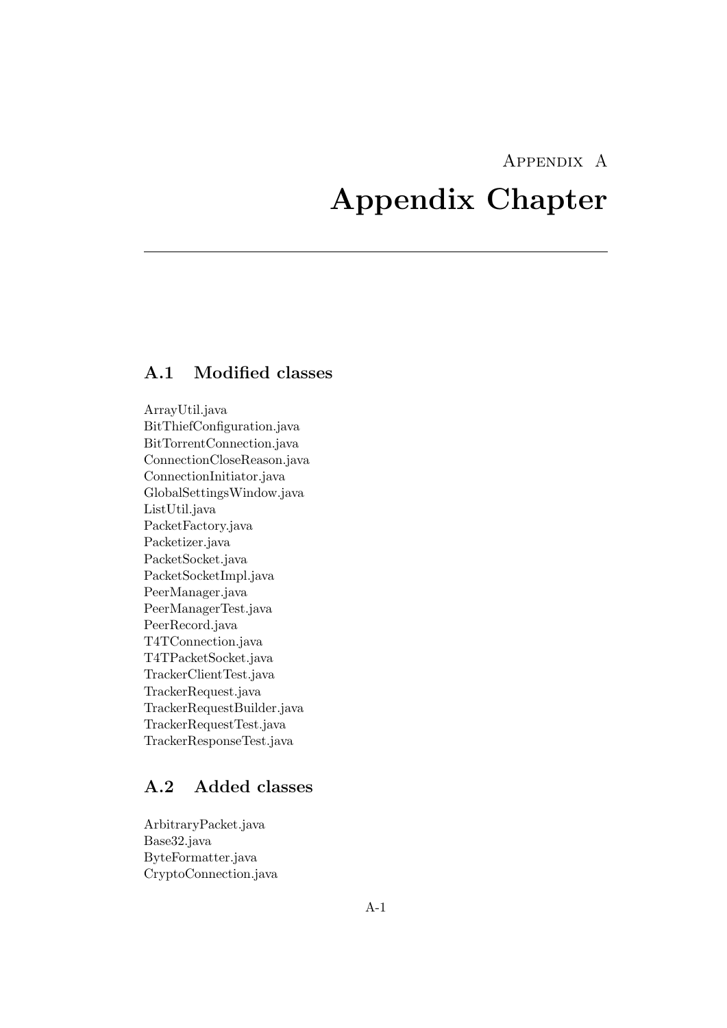# Appendix A

# Appendix Chapter

## A.1 Modified classes

ArrayUtil.java
BitThiefConfiguration.java
BitTorrentConnection.java
ConnectionCloseReason.java
ConnectionInitiator.java
GlobalSettingsWindow.java
ListUtil.java
PacketFactory.java
Packetizer.java
PacketSocket.java
PacketSocketImpl.java
PeerManager.java
PeerManagerTest.java
PeerRecord.java
T4TConnection.java
T4TPacketSocket.java
TrackerClientTest.java
TrackerRequest.java
TrackerRequestBuilder.java
TrackerRequestTest.java
TrackerResponseTest.java

## A.2 Added classes

ArbitraryPacket.java
Base32.java
ByteFormatter.java
CryptoConnection.java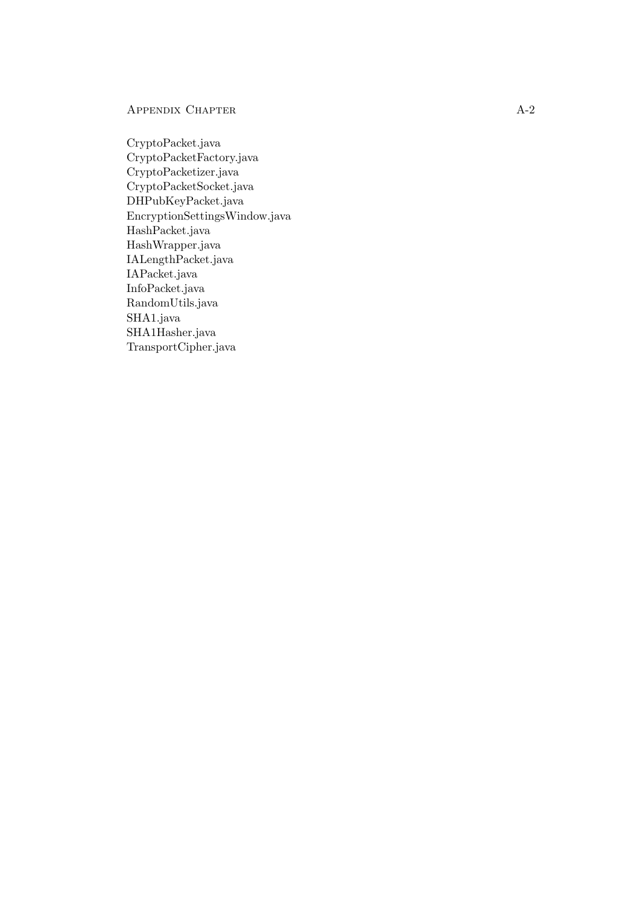CryptoPacket.java
CryptoPacketFactory.java
CryptoPacketizer.java
CryptoPacketSocket.java
DHPubKeyPacket.java
EncryptionSettingsWindow.java
HashPacket.java
HashWrapper.java
IALengthPacket.java
IAPacket.java
InfoPacket.java
RandomUtils.java
SHA1.java
SHA1Hasher.java
TransportCipher.java